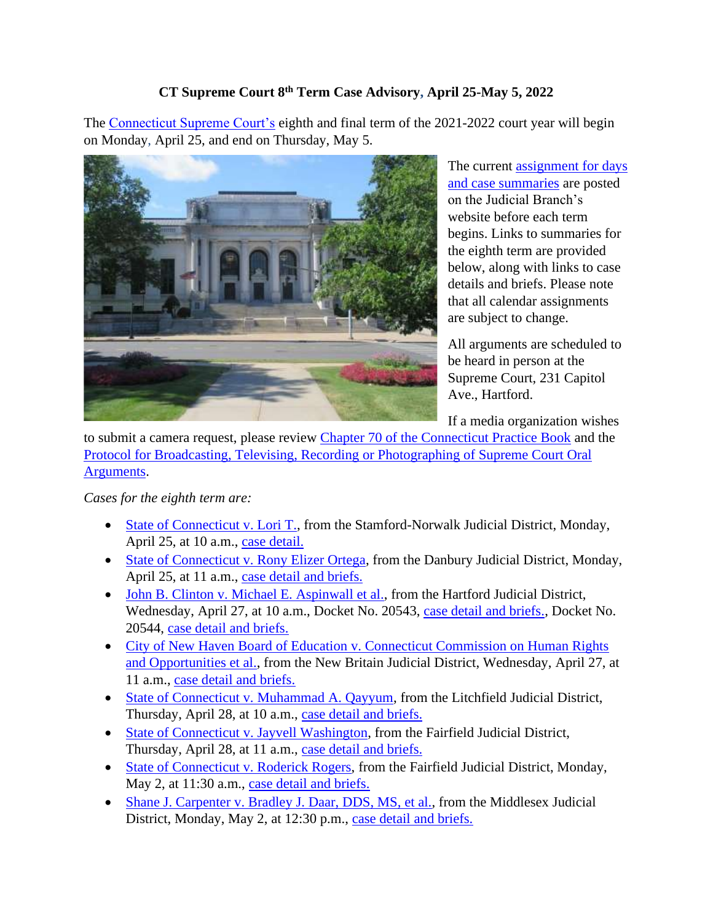# CT Supreme Court 8th Term Case Advisory, April 25-May 5, 2022

The Connecticut Supreme Court's eighth and final term of the 2021-2022 court year will begin on Monday, April 25, and end on Thursday, May 5.

The current assignment for days and case summaries are posted on the Judicial Branch's website before each term begins. Links to summaries for the eighth term are provided below, along with links to case details and briefs. Please note that all calendar assignments are subject to change.

All arguments are scheduled to be heard in person at the Supreme Court, 231 Capitol Ave., Hartford.

If a media organization wishes to submit a camera request, please review Chapter 70 of the Connecticut Practice Book and the Protocol for Broadcasting, Televising, Recording or Photographing of Supreme Court Oral Arguments.

*Cases for the eighth term are:*

- State of Connecticut v. Lori T., from the Stamford-Norwalk Judicial District, Monday, April 25, at 10 a.m., case detail.
- State of Connecticut v. Rony Elizer Ortega, from the Danbury Judicial District, Monday, April 25, at 11 a.m., case detail and briefs.
- John B. Clinton v. Michael E. Aspinwall et al., from the Hartford Judicial District, Wednesday, April 27, at 10 a.m., Docket No. 20543, case detail and briefs., Docket No. 20544, case detail and briefs.
- City of New Haven Board of Education v. Connecticut Commission on Human Rights and Opportunities et al., from the New Britain Judicial District, Wednesday, April 27, at 11 a.m., case detail and briefs.
- State of Connecticut v. Muhammad A. Qayyum, from the Litchfield Judicial District, Thursday, April 28, at 10 a.m., case detail and briefs.
- State of Connecticut v. Jayvell Washington, from the Fairfield Judicial District, Thursday, April 28, at 11 a.m., case detail and briefs.
- State of Connecticut v. Roderick Rogers, from the Fairfield Judicial District, Monday, May 2, at 11:30 a.m., case detail and briefs.
- Shane J. Carpenter v. Bradley J. Daar, DDS, MS, et al., from the Middlesex Judicial District, Monday, May 2, at 12:30 p.m., case detail and briefs.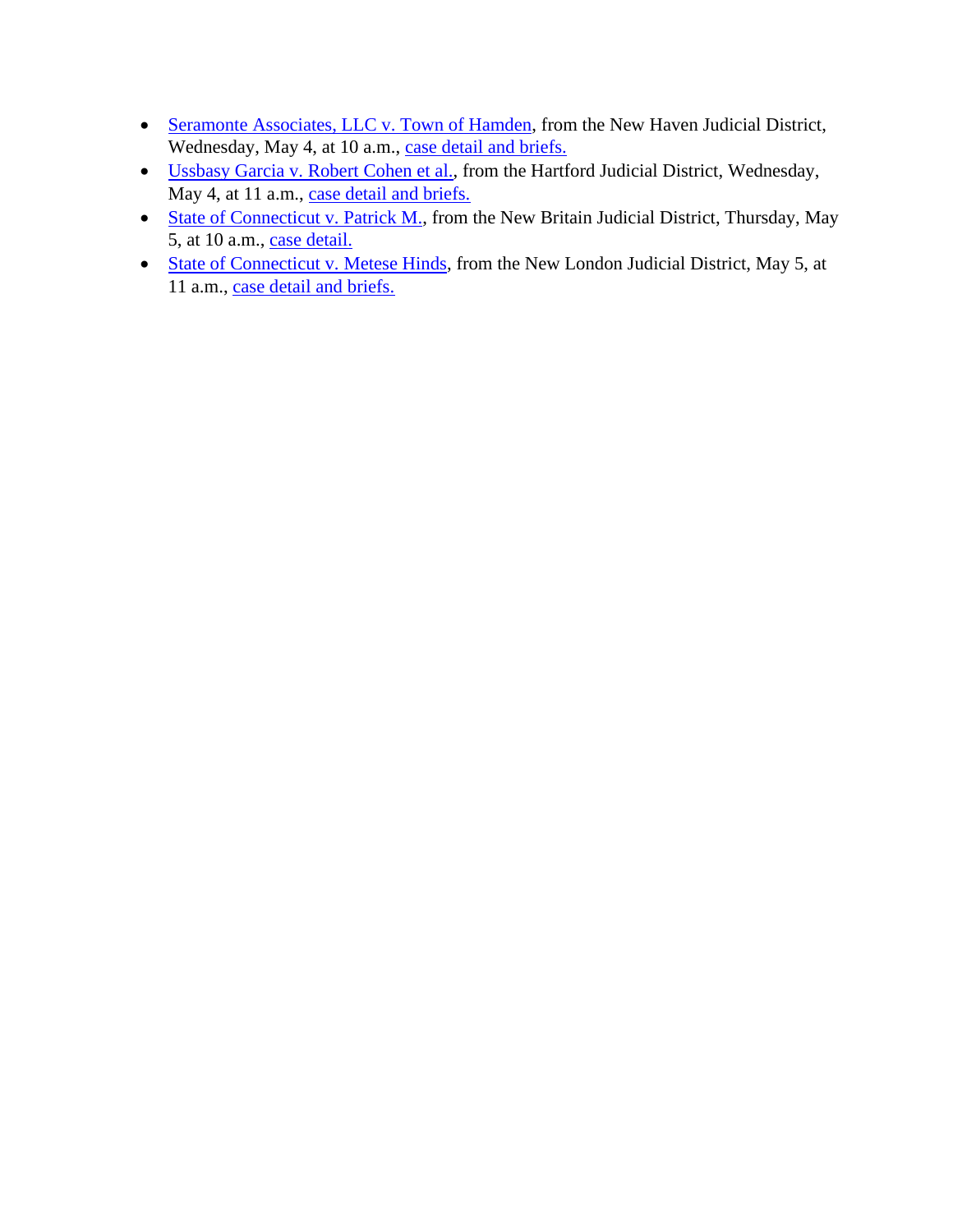- Seramonte Associates, LLC v. Town of Hamden, from the New Haven Judicial District, Wednesday, May 4, at 10 a.m., case detail and briefs.
- Ussbasy Garcia v. Robert Cohen et al., from the Hartford Judicial District, Wednesday, May 4, at 11 a.m., case detail and briefs.
- State of Connecticut v. Patrick M., from the New Britain Judicial District, Thursday, May 5, at 10 a.m., case detail.
- State of Connecticut v. Metese Hinds, from the New London Judicial District, May 5, at 11 a.m., case detail and briefs.